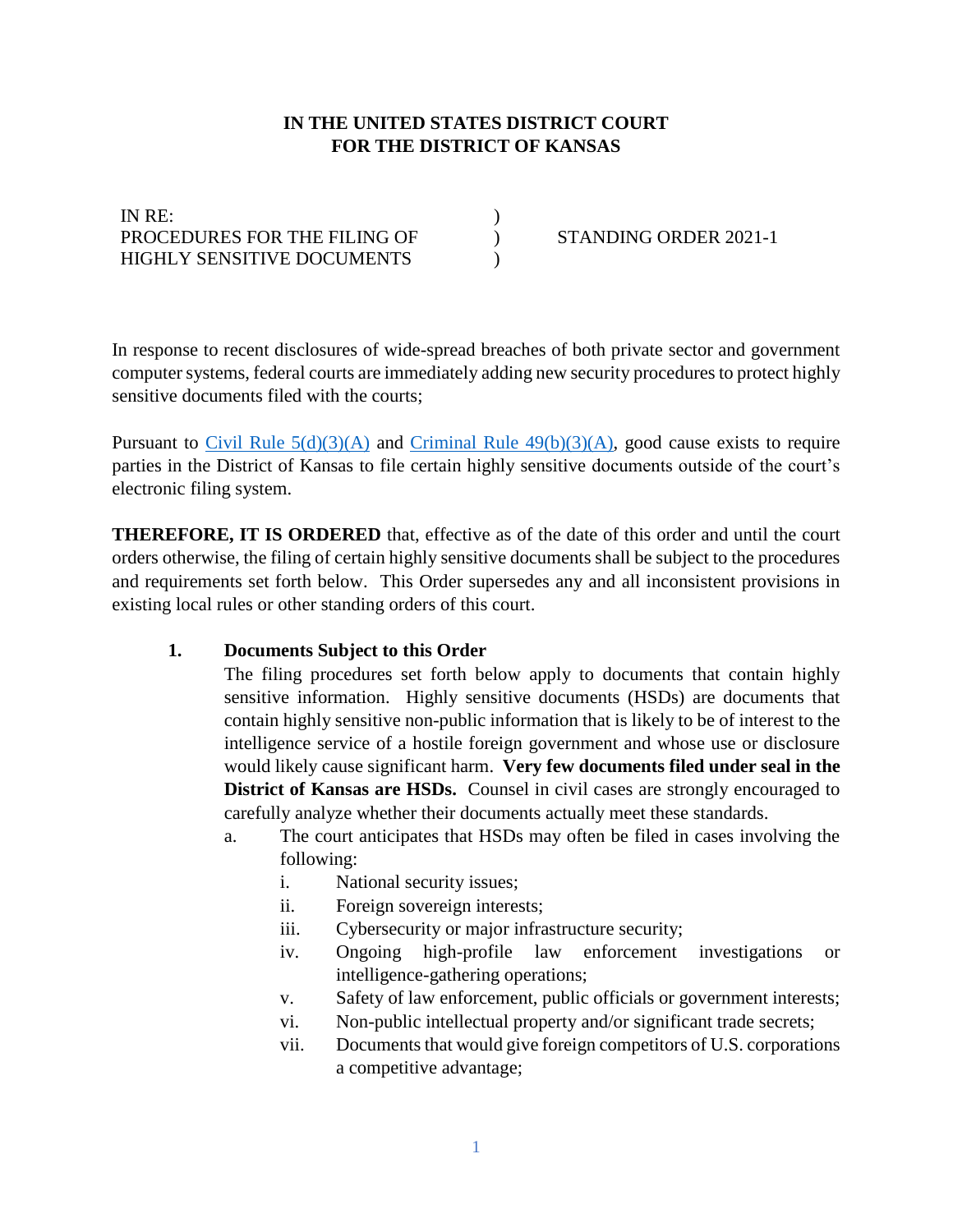**IN THE UNITED STATES DISTRICT COURT**
**FOR THE DISTRICT OF KANSAS**

| | | |
|---|---|---|
| IN RE: | ) | |
| PROCEDURES FOR THE FILING OF | ) | STANDING ORDER 2021-1 |
| HIGHLY SENSITIVE DOCUMENTS | ) | |

In response to recent disclosures of wide-spread breaches of both private sector and government computer systems, federal courts are immediately adding new security procedures to protect highly sensitive documents filed with the courts;

Pursuant to Civil Rule 5(d)(3)(A) and Criminal Rule 49(b)(3)(A), good cause exists to require parties in the District of Kansas to file certain highly sensitive documents outside of the court's electronic filing system.

**THEREFORE, IT IS ORDERED** that, effective as of the date of this order and until the court orders otherwise, the filing of certain highly sensitive documents shall be subject to the procedures and requirements set forth below. This Order supersedes any and all inconsistent provisions in existing local rules or other standing orders of this court.

1. **Documents Subject to this Order**

   The filing procedures set forth below apply to documents that contain highly sensitive information. Highly sensitive documents (HSDs) are documents that contain highly sensitive non-public information that is likely to be of interest to the intelligence service of a hostile foreign government and whose use or disclosure would likely cause significant harm. **Very few documents filed under seal in the District of Kansas are HSDs.** Counsel in civil cases are strongly encouraged to carefully analyze whether their documents actually meet these standards.

   a. The court anticipates that HSDs may often be filed in cases involving the following:

      i. National security issues;

      ii. Foreign sovereign interests;

      iii. Cybersecurity or major infrastructure security;

      iv. Ongoing high-profile law enforcement investigations or intelligence-gathering operations;

      v. Safety of law enforcement, public officials or government interests;

      vi. Non-public intellectual property and/or significant trade secrets;

      vii. Documents that would give foreign competitors of U.S. corporations a competitive advantage;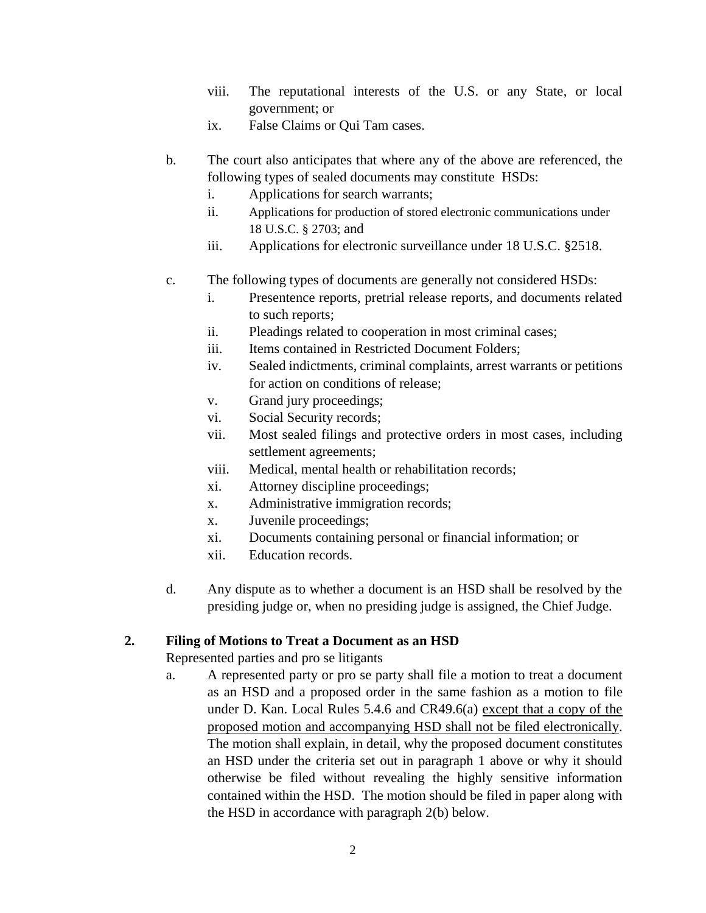viii. The reputational interests of the U.S. or any State, or local government; or
   ix. False Claims or Qui Tam cases.

b. The court also anticipates that where any of the above are referenced, the following types of sealed documents may constitute HSDs:
   i. Applications for search warrants;
   ii. Applications for production of stored electronic communications under 18 U.S.C. § 2703; and
   iii. Applications for electronic surveillance under 18 U.S.C. §2518.

c. The following types of documents are generally not considered HSDs:
   i. Presentence reports, pretrial release reports, and documents related to such reports;
   ii. Pleadings related to cooperation in most criminal cases;
   iii. Items contained in Restricted Document Folders;
   iv. Sealed indictments, criminal complaints, arrest warrants or petitions for action on conditions of release;
   v. Grand jury proceedings;
   vi. Social Security records;
   vii. Most sealed filings and protective orders in most cases, including settlement agreements;
   viii. Medical, mental health or rehabilitation records;
   xi. Attorney discipline proceedings;
   x. Administrative immigration records;
   x. Juvenile proceedings;
   xi. Documents containing personal or financial information; or
   xii. Education records.

d. Any dispute as to whether a document is an HSD shall be resolved by the presiding judge or, when no presiding judge is assigned, the Chief Judge.

**2. Filing of Motions to Treat a Document as an HSD**

Represented parties and pro se litigants

a. A represented party or pro se party shall file a motion to treat a document as an HSD and a proposed order in the same fashion as a motion to file under D. Kan. Local Rules 5.4.6 and CR49.6(a) <u>except that a copy of the proposed motion and accompanying HSD shall not be filed electronically</u>. The motion shall explain, in detail, why the proposed document constitutes an HSD under the criteria set out in paragraph 1 above or why it should otherwise be filed without revealing the highly sensitive information contained within the HSD. The motion should be filed in paper along with the HSD in accordance with paragraph 2(b) below.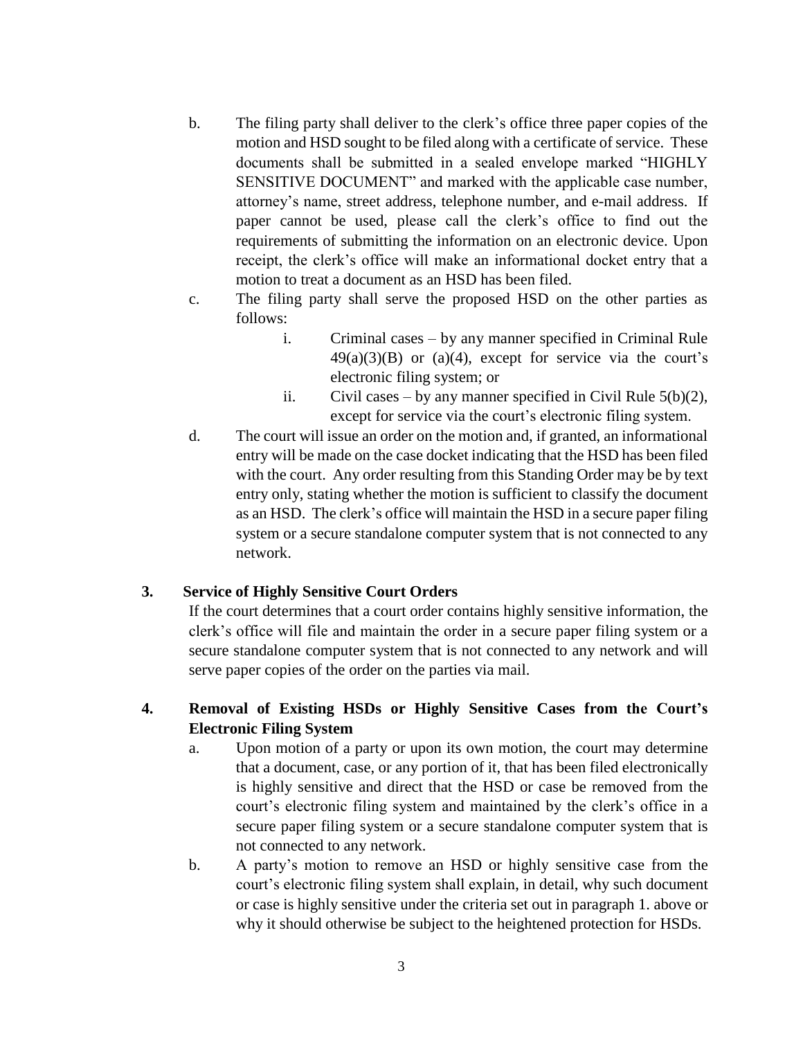b. The filing party shall deliver to the clerk's office three paper copies of the motion and HSD sought to be filed along with a certificate of service. These documents shall be submitted in a sealed envelope marked "HIGHLY SENSITIVE DOCUMENT" and marked with the applicable case number, attorney's name, street address, telephone number, and e-mail address. If paper cannot be used, please call the clerk's office to find out the requirements of submitting the information on an electronic device. Upon receipt, the clerk's office will make an informational docket entry that a motion to treat a document as an HSD has been filed.

c. The filing party shall serve the proposed HSD on the other parties as follows:

   i. Criminal cases – by any manner specified in Criminal Rule 49(a)(3)(B) or (a)(4), except for service via the court's electronic filing system; or

   ii. Civil cases – by any manner specified in Civil Rule 5(b)(2), except for service via the court's electronic filing system.

d. The court will issue an order on the motion and, if granted, an informational entry will be made on the case docket indicating that the HSD has been filed with the court. Any order resulting from this Standing Order may be by text entry only, stating whether the motion is sufficient to classify the document as an HSD. The clerk's office will maintain the HSD in a secure paper filing system or a secure standalone computer system that is not connected to any network.

**3. Service of Highly Sensitive Court Orders**

If the court determines that a court order contains highly sensitive information, the clerk's office will file and maintain the order in a secure paper filing system or a secure standalone computer system that is not connected to any network and will serve paper copies of the order on the parties via mail.

**4. Removal of Existing HSDs or Highly Sensitive Cases from the Court's Electronic Filing System**

a. Upon motion of a party or upon its own motion, the court may determine that a document, case, or any portion of it, that has been filed electronically is highly sensitive and direct that the HSD or case be removed from the court's electronic filing system and maintained by the clerk's office in a secure paper filing system or a secure standalone computer system that is not connected to any network.

b. A party's motion to remove an HSD or highly sensitive case from the court's electronic filing system shall explain, in detail, why such document or case is highly sensitive under the criteria set out in paragraph 1. above or why it should otherwise be subject to the heightened protection for HSDs.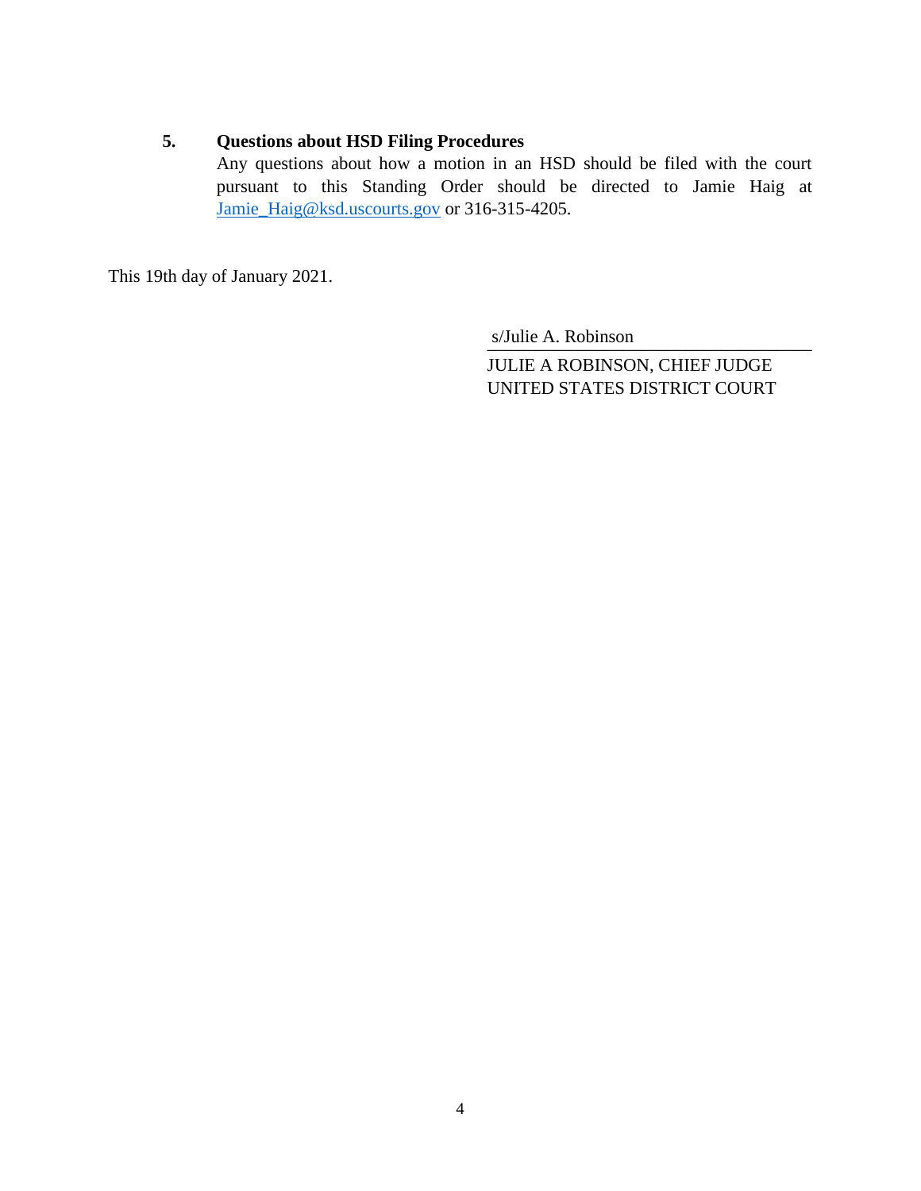**5. Questions about HSD Filing Procedures**

Any questions about how a motion in an HSD should be filed with the court pursuant to this Standing Order should be directed to Jamie Haig at Jamie_Haig@ksd.uscourts.gov or 316-315-4205.

This 19th day of January 2021.

s/Julie A. Robinson

JULIE A ROBINSON, CHIEF JUDGE
UNITED STATES DISTRICT COURT